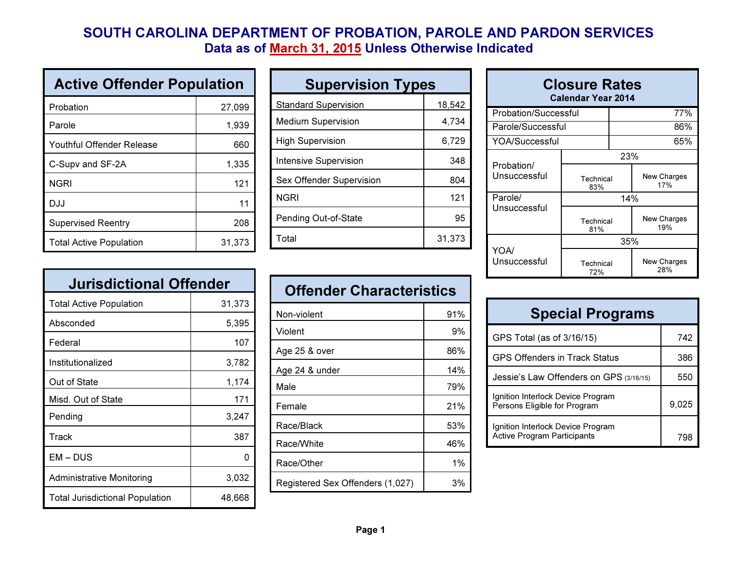# SOUTH CAROLINA DEPARTMENT OF PROBATION, PAROLE AND PARDON SERVICES

## Data as of March 31, 2015 Unless Otherwise Indicated

### Active Offender Population

| Active Offender Population | |
|---|---|
| Probation | 27,099 |
| Parole | 1,939 |
| Youthful Offender Release | 660 |
| C-Supv and SF-2A | 1,335 |
| NGRI | 121 |
| DJJ | 11 |
| Supervised Reentry | 208 |
| Total Active Population | 31,373 |

### Supervision Types

| Supervision Types | |
|---|---|
| Standard Supervision | 18,542 |
| Medium Supervision | 4,734 |
| High Supervision | 6,729 |
| Intensive Supervision | 348 |
| Sex Offender Supervision | 804 |
| NGRI | 121 |
| Pending Out-of-State | 95 |
| Total | 31,373 |

### Closure Rates

**Calendar Year 2014**

| Closure Rates | | |
|---|---|---|
| Probation/Successful | 77% | |
| Parole/Successful | 86% | |
| YOA/Successful | 65% | |
| Probation/ Unsuccessful | 23% | |
| | Technical 83% | New Charges 17% |
| Parole/ Unsuccessful | 14% | |
| | Technical 81% | New Charges 19% |
| YOA/ Unsuccessful | 35% | |
| | Technical 72% | New Charges 28% |

### Jurisdictional Offender

| Jurisdictional Offender | |
|---|---|
| Total Active Population | 31,373 |
| Absconded | 5,395 |
| Federal | 107 |
| Institutionalized | 3,782 |
| Out of State | 1,174 |
| Misd. Out of State | 171 |
| Pending | 3,247 |
| Track | 387 |
| EM – DUS | 0 |
| Administrative Monitoring | 3,032 |
| Total Jurisdictional Population | 48,668 |

### Offender Characteristics

| Offender Characteristics | |
|---|---|
| Non-violent | 91% |
| Violent | 9% |
| Age 25 & over | 86% |
| Age 24 & under | 14% |
| Male | 79% |
| Female | 21% |
| Race/Black | 53% |
| Race/White | 46% |
| Race/Other | 1% |
| Registered Sex Offenders (1,027) | 3% |

### Special Programs

| Special Programs | |
|---|---|
| GPS Total (as of 3/16/15) | 742 |
| GPS Offenders in Track Status | 386 |
| Jessie's Law Offenders on GPS (3/16/15) | 550 |
| Ignition Interlock Device Program Persons Eligible for Program | 9,025 |
| Ignition Interlock Device Program Active Program Participants | 798 |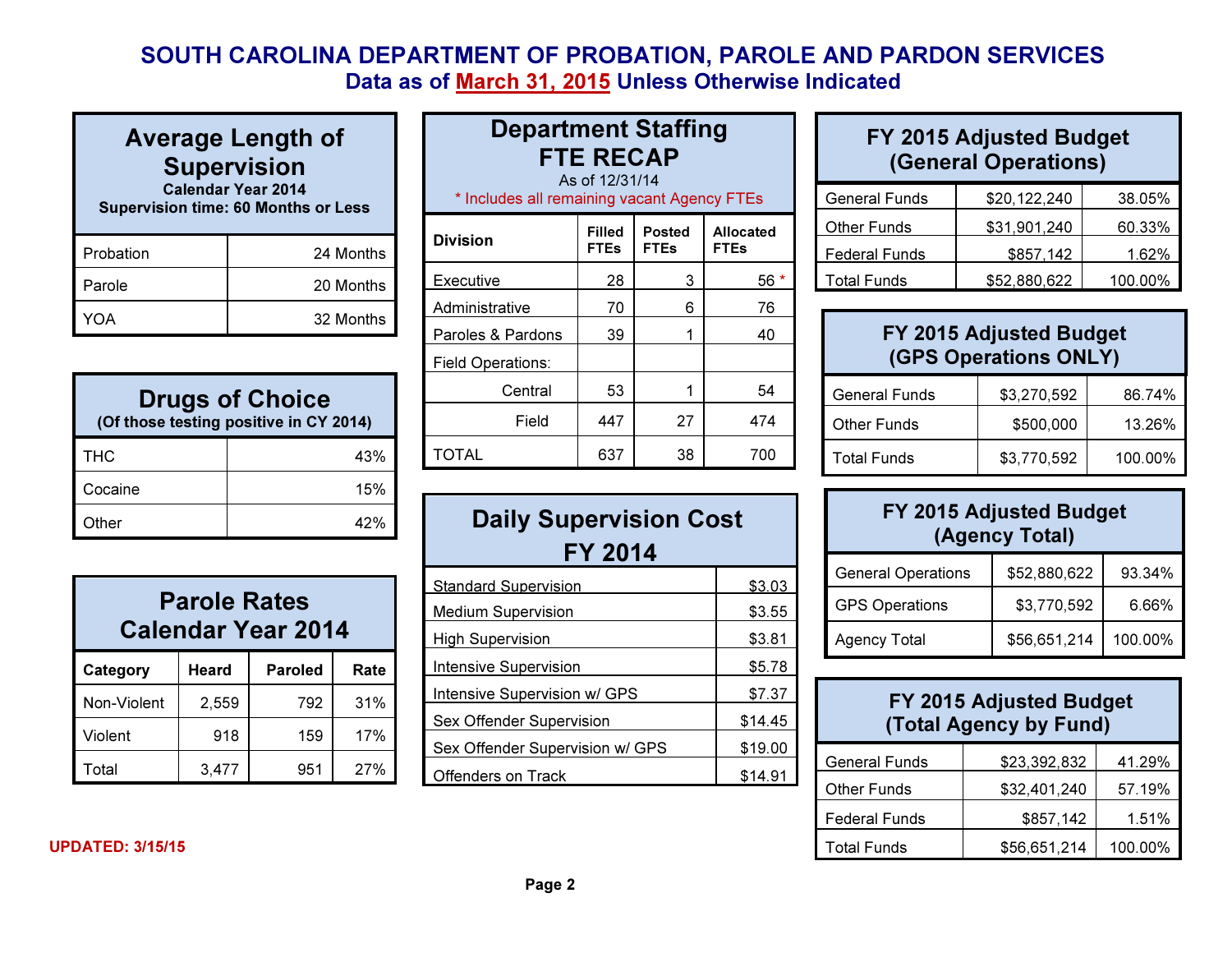# SOUTH CAROLINA DEPARTMENT OF PROBATION, PAROLE AND PARDON SERVICES

## Data as of March 31, 2015 Unless Otherwise Indicated

### Average Length of Supervision

**Calendar Year 2014**
**Supervision time: 60 Months or Less**

| | |
|---|---|
| Probation | 24 Months |
| Parole | 20 Months |
| YOA | 32 Months |

### Drugs of Choice

**(Of those testing positive in CY 2014)**

| | |
|---|---|
| THC | 43% |
| Cocaine | 15% |
| Other | 42% |

### Parole Rates Calendar Year 2014

| Category | Heard | Paroled | Rate |
|---|---|---|---|
| Non-Violent | 2,559 | 792 | 31% |
| Violent | 918 | 159 | 17% |
| Total | 3,477 | 951 | 27% |

### Department Staffing FTE RECAP

As of 12/31/14
* Includes all remaining vacant Agency FTEs

| Division | Filled FTEs | Posted FTEs | Allocated FTEs |
|---|---|---|---|
| Executive | 28 | 3 | 56 * |
| Administrative | 70 | 6 | 76 |
| Paroles & Pardons | 39 | 1 | 40 |
| Field Operations: | | | |
| Central | 53 | 1 | 54 |
| Field | 447 | 27 | 474 |
| TOTAL | 637 | 38 | 700 |

### Daily Supervision Cost FY 2014

| | |
|---|---|
| Standard Supervision | $3.03 |
| Medium Supervision | $3.55 |
| High Supervision | $3.81 |
| Intensive Supervision | $5.78 |
| Intensive Supervision w/ GPS | $7.37 |
| Sex Offender Supervision | $14.45 |
| Sex Offender Supervision w/ GPS | $19.00 |
| Offenders on Track | $14.91 |

### FY 2015 Adjusted Budget (General Operations)

| | | |
|---|---|---|
| General Funds | $20,122,240 | 38.05% |
| Other Funds | $31,901,240 | 60.33% |
| Federal Funds | $857,142 | 1.62% |
| Total Funds | $52,880,622 | 100.00% |

### FY 2015 Adjusted Budget (GPS Operations ONLY)

| | | |
|---|---|---|
| General Funds | $3,270,592 | 86.74% |
| Other Funds | $500,000 | 13.26% |
| Total Funds | $3,770,592 | 100.00% |

### FY 2015 Adjusted Budget (Agency Total)

| | | |
|---|---|---|
| General Operations | $52,880,622 | 93.34% |
| GPS Operations | $3,770,592 | 6.66% |
| Agency Total | $56,651,214 | 100.00% |

### FY 2015 Adjusted Budget (Total Agency by Fund)

| | | |
|---|---|---|
| General Funds | $23,392,832 | 41.29% |
| Other Funds | $32,401,240 | 57.19% |
| Federal Funds | $857,142 | 1.51% |
| Total Funds | $56,651,214 | 100.00% |

**UPDATED: 3/15/15**